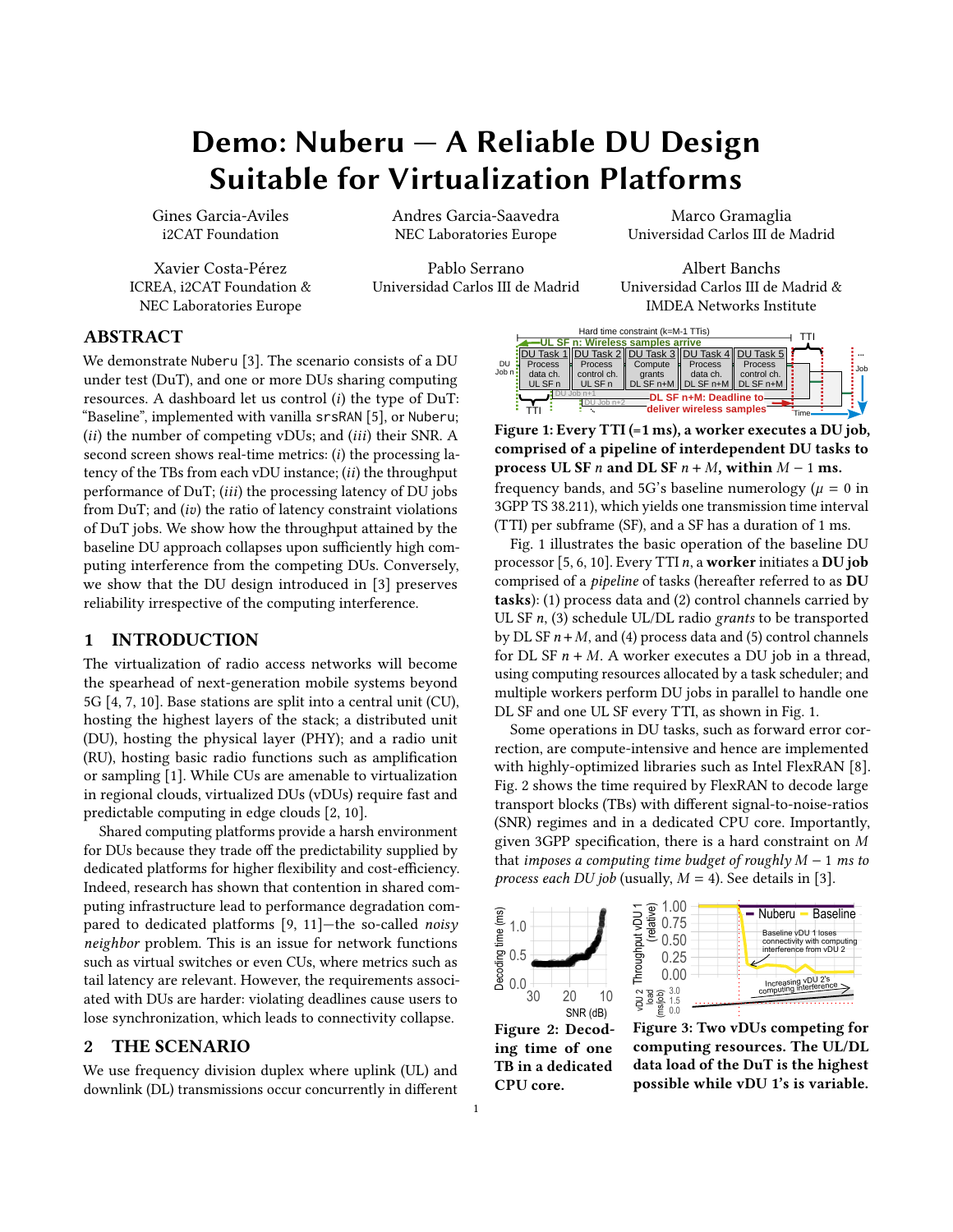# Demo: Nuberu — A Reliable DU Design Suitable for Virtualization Platforms

Gines Garcia-Aviles
i2CAT Foundation

Andres Garcia-Saavedra
NEC Laboratories Europe

Marco Gramaglia
Universidad Carlos III de Madrid

Xavier Costa-Pérez
ICREA, i2CAT Foundation & NEC Laboratories Europe

Pablo Serrano
Universidad Carlos III de Madrid

Albert Banchs
Universidad Carlos III de Madrid & IMDEA Networks Institute

## ABSTRACT

We demonstrate Nuberu [3]. The scenario consists of a DU under test (DuT), and one or more DUs sharing computing resources. A dashboard let us control (*i*) the type of DuT: "Baseline", implemented with vanilla srsRAN [5], or Nuberu; (*ii*) the number of competing vDUs; and (*iii*) their SNR. A second screen shows real-time metrics: (*i*) the processing latency of the TBs from each vDU instance; (*ii*) the throughput performance of DuT; (*iii*) the processing latency of DU jobs from DuT; and (*iv*) the ratio of latency constraint violations of DuT jobs. We show how the throughput attained by the baseline DU approach collapses upon sufficiently high computing interference from the competing DUs. Conversely, we show that the DU design introduced in [3] preserves reliability irrespective of the computing interference.

## 1 INTRODUCTION

The virtualization of radio access networks will become the spearhead of next-generation mobile systems beyond 5G [4, 7, 10]. Base stations are split into a central unit (CU), hosting the highest layers of the stack; a distributed unit (DU), hosting the physical layer (PHY); and a radio unit (RU), hosting basic radio functions such as amplification or sampling [1]. While CUs are amenable to virtualization in regional clouds, virtualized DUs (vDUs) require fast and predictable computing in edge clouds [2, 10].

Shared computing platforms provide a harsh environment for DUs because they trade off the predictability supplied by dedicated platforms for higher flexibility and cost-efficiency. Indeed, research has shown that contention in shared computing infrastructure lead to performance degradation compared to dedicated platforms [9, 11]—the so-called *noisy neighbor* problem. This is an issue for network functions such as virtual switches or even CUs, where metrics such as tail latency are relevant. However, the requirements associated with DUs are harder: violating deadlines cause users to lose synchronization, which leads to connectivity collapse.

## 2 THE SCENARIO

We use frequency division duplex where uplink (UL) and downlink (DL) transmissions occur concurrently in different frequency bands, and 5G's baseline numerology ($\mu = 0$ in 3GPP TS 38.211), which yields one transmission time interval (TTI) per subframe (SF), and a SF has a duration of 1 ms.

Hard time constraint (k=M-1 TTIs)
TTI
UL SF n: Wireless samples arrive
DU Job n
DU Task 1 Process data ch. UL SF n
DU Task 2 Process control ch. UL SF n
DU Task 3 Compute grants DL SF n+M
DU Task 4 Process data ch. DL SF n+M
DU Task 5 Process control ch. DL SF n+M
DU Job n+1
DU Job n+2
TTI
DL SF n+M: Deadline to deliver wireless samples
Time
Job

**Figure 1: Every TTI (=1 ms), a worker executes a DU job, comprised of a pipeline of interdependent DU tasks to process UL SF $n$ and DL SF $n+M$, within $M-1$ ms.**

Fig. 1 illustrates the basic operation of the baseline DU processor [5, 6, 10]. Every TTI $n$, a **worker** initiates a **DU job** comprised of a *pipeline* of tasks (hereafter referred to as **DU tasks**): (1) process data and (2) control channels carried by UL SF $n$, (3) schedule UL/DL radio *grants* to be transported by DL SF $n+M$, and (4) process data and (5) control channels for DL SF $n+M$. A worker executes a DU job in a thread, using computing resources allocated by a task scheduler; and multiple workers perform DU jobs in parallel to handle one DL SF and one UL SF every TTI, as shown in Fig. 1.

Some operations in DU tasks, such as forward error correction, are compute-intensive and hence are implemented with highly-optimized libraries such as Intel FlexRAN [8]. Fig. 2 shows the time required by FlexRAN to decode large transport blocks (TBs) with different signal-to-noise-ratios (SNR) regimes and in a dedicated CPU core. Importantly, given 3GPP specification, there is a hard constraint on $M$ that *imposes a computing time budget of roughly $M-1$ ms to process each DU job* (usually, $M = 4$). See details in [3].

Decoding time (ms)
1.0
0.5
0.0
30 20 10
SNR (dB)

**Figure 2: Decoding time of one TB in a dedicated CPU core.**

Throughput vDU 1 (relative)
1.00
0.75
0.50
0.25
0.00
Nuberu
Baseline
Baseline vDU 1 loses connectivity with computing interference from vDU 2
vDU 2 load (ms/job)
3.0
1.5
0.0
Increasing vDU 2's computing interference

**Figure 3: Two vDUs competing for computing resources. The UL/DL data load of the DuT is the highest possible while vDU 1's is variable.**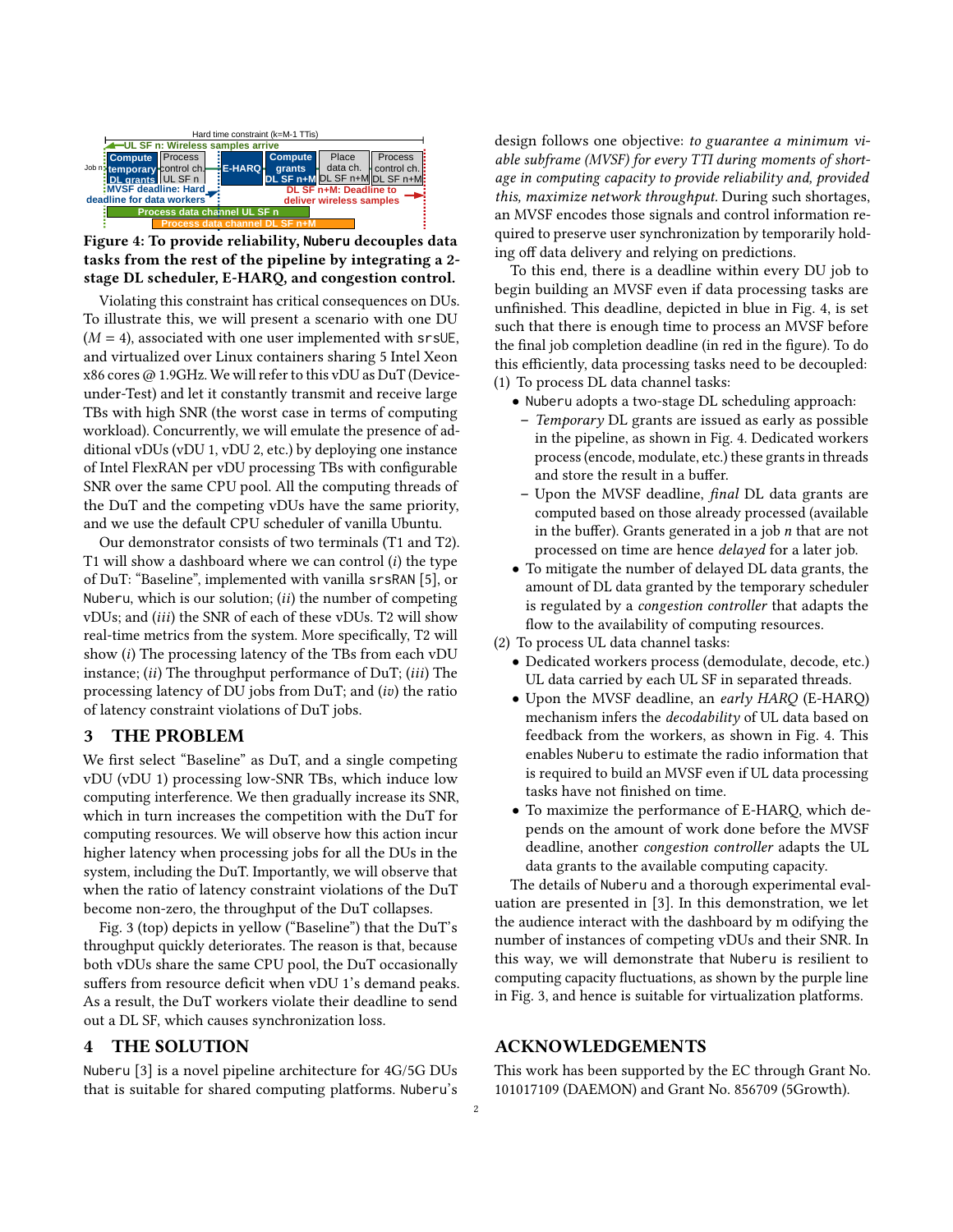Hard time constraint (k=M-1 TTIs)

UL SF n: Wireless samples arrive

Job n

Compute temporary DL grants

Process control ch. UL SF n

E-HARQ

Compute grants DL SF n+M

Place data ch. DL SF n+M

Process control ch. DL SF n+M

MVSF deadline: Hard deadline for data workers

DL SF n+M: Deadline to deliver wireless samples

Process data channel UL SF n

Process data channel DL SF n+M

**Figure 4: To provide reliability, Nuberu decouples data tasks from the rest of the pipeline by integrating a 2-stage DL scheduler, E-HARQ, and congestion control.**

Violating this constraint has critical consequences on DUs. To illustrate this, we will present a scenario with one DU ($M = 4$), associated with one user implemented with srsUE, and virtualized over Linux containers sharing 5 Intel Xeon x86 cores @ 1.9GHz. We will refer to this vDU as DuT (Device-under-Test) and let it constantly transmit and receive large TBs with high SNR (the worst case in terms of computing workload). Concurrently, we will emulate the presence of additional vDUs (vDU 1, vDU 2, etc.) by deploying one instance of Intel FlexRAN per vDU processing TBs with configurable SNR over the same CPU pool. All the computing threads of the DuT and the competing vDUs have the same priority, and we use the default CPU scheduler of vanilla Ubuntu.

Our demonstrator consists of two terminals (T1 and T2). T1 will show a dashboard where we can control (*i*) the type of DuT: "Baseline", implemented with vanilla srsRAN [5], or Nuberu, which is our solution; (*ii*) the number of competing vDUs; and (*iii*) the SNR of each of these vDUs. T2 will show real-time metrics from the system. More specifically, T2 will show (*i*) The processing latency of the TBs from each vDU instance; (*ii*) The throughput performance of DuT; (*iii*) The processing latency of DU jobs from DuT; and (*iv*) the ratio of latency constraint violations of DuT jobs.

## 3 THE PROBLEM

We first select "Baseline" as DuT, and a single competing vDU (vDU 1) processing low-SNR TBs, which induce low computing interference. We then gradually increase its SNR, which in turn increases the competition with the DuT for computing resources. We will observe how this action incur higher latency when processing jobs for all the DUs in the system, including the DuT. Importantly, we will observe that when the ratio of latency constraint violations of the DuT become non-zero, the throughput of the DuT collapses.

Fig. 3 (top) depicts in yellow ("Baseline") that the DuT's throughput quickly deteriorates. The reason is that, because both vDUs share the same CPU pool, the DuT occasionally suffers from resource deficit when vDU 1's demand peaks. As a result, the DuT workers violate their deadline to send out a DL SF, which causes synchronization loss.

## 4 THE SOLUTION

Nuberu [3] is a novel pipeline architecture for 4G/5G DUs that is suitable for shared computing platforms. Nuberu's design follows one objective: *to guarantee a minimum viable subframe (MVSF) for every TTI during moments of shortage in computing capacity to provide reliability and, provided this, maximize network throughput.* During such shortages, an MVSF encodes those signals and control information required to preserve user synchronization by temporarily holding off data delivery and relying on predictions.

To this end, there is a deadline within every DU job to begin building an MVSF even if data processing tasks are unfinished. This deadline, depicted in blue in Fig. 4, is set such that there is enough time to process an MVSF before the final job completion deadline (in red in the figure). To do this efficiently, data processing tasks need to be decoupled:

(1) To process DL data channel tasks:
   - Nuberu adopts a two-stage DL scheduling approach:
     - *Temporary* DL grants are issued as early as possible in the pipeline, as shown in Fig. 4. Dedicated workers process (encode, modulate, etc.) these grants in threads and store the result in a buffer.
     - Upon the MVSF deadline, *final* DL data grants are computed based on those already processed (available in the buffer). Grants generated in a job $n$ that are not processed on time are hence *delayed* for a later job.
   - To mitigate the number of delayed DL data grants, the amount of DL data granted by the temporary scheduler is regulated by a *congestion controller* that adapts the flow to the availability of computing resources.

(2) To process UL data channel tasks:
   - Dedicated workers process (demodulate, decode, etc.) UL data carried by each UL SF in separated threads.
   - Upon the MVSF deadline, an *early HARQ* (E-HARQ) mechanism infers the *decodability* of UL data based on feedback from the workers, as shown in Fig. 4. This enables Nuberu to estimate the radio information that is required to build an MVSF even if UL data processing tasks have not finished on time.
   - To maximize the performance of E-HARQ, which depends on the amount of work done before the MVSF deadline, another *congestion controller* adapts the UL data grants to the available computing capacity.

The details of Nuberu and a thorough experimental evaluation are presented in [3]. In this demonstration, we let the audience interact with the dashboard by m odifying the number of instances of competing vDUs and their SNR. In this way, we will demonstrate that Nuberu is resilient to computing capacity fluctuations, as shown by the purple line in Fig. 3, and hence is suitable for virtualization platforms.

## ACKNOWLEDGEMENTS

This work has been supported by the EC through Grant No. 101017109 (DAEMON) and Grant No. 856709 (5Growth).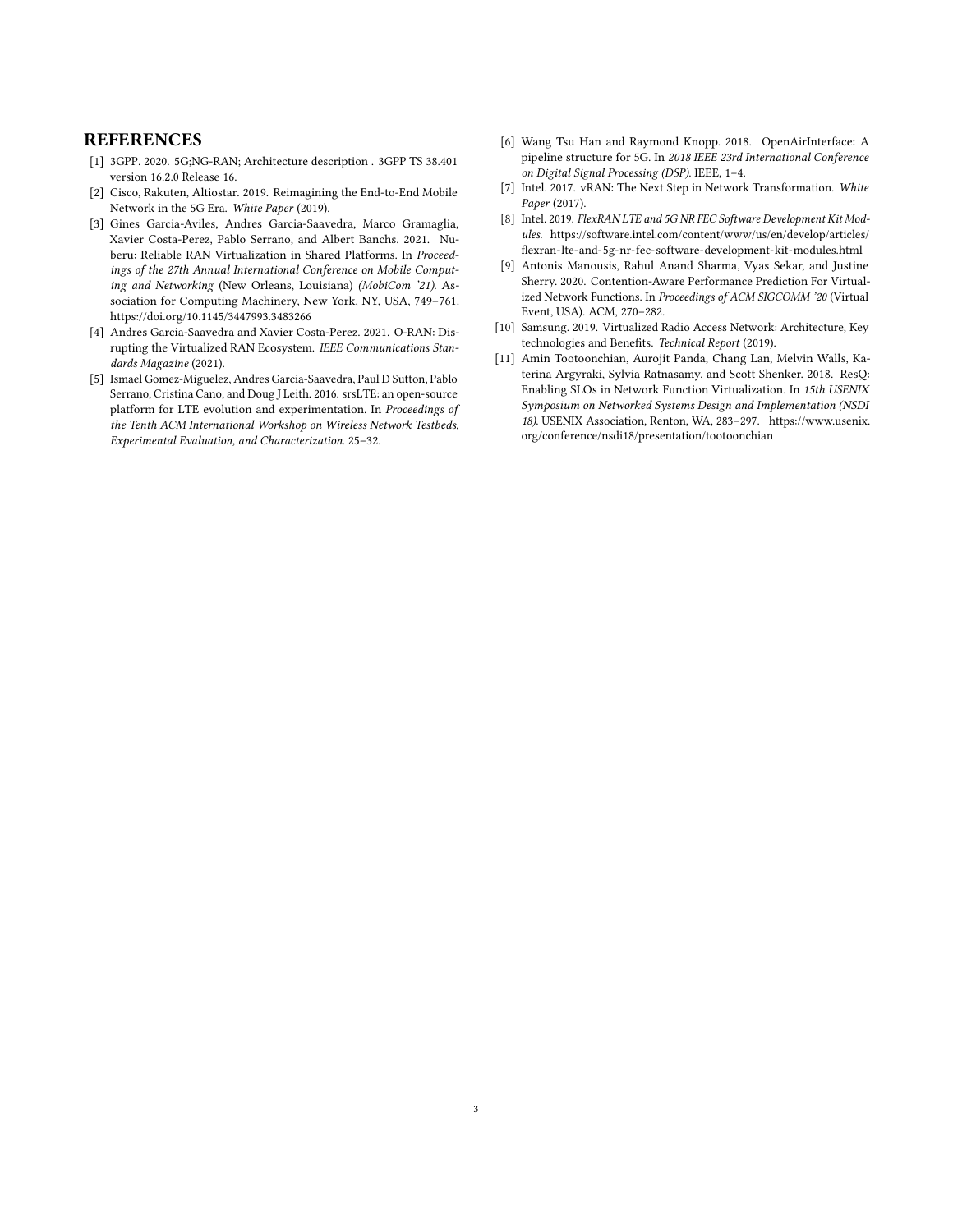## REFERENCES

[1] 3GPP. 2020. 5G;NG-RAN; Architecture description . 3GPP TS 38.401 version 16.2.0 Release 16.

[2] Cisco, Rakuten, Altiostar. 2019. Reimagining the End-to-End Mobile Network in the 5G Era. *White Paper* (2019).

[3] Gines Garcia-Aviles, Andres Garcia-Saavedra, Marco Gramaglia, Xavier Costa-Perez, Pablo Serrano, and Albert Banchs. 2021. Nuberu: Reliable RAN Virtualization in Shared Platforms. In *Proceedings of the 27th Annual International Conference on Mobile Computing and Networking* (New Orleans, Louisiana) *(MobiCom '21)*. Association for Computing Machinery, New York, NY, USA, 749–761. https://doi.org/10.1145/3447993.3483266

[4] Andres Garcia-Saavedra and Xavier Costa-Perez. 2021. O-RAN: Disrupting the Virtualized RAN Ecosystem. *IEEE Communications Standards Magazine* (2021).

[5] Ismael Gomez-Miguelez, Andres Garcia-Saavedra, Paul D Sutton, Pablo Serrano, Cristina Cano, and Doug J Leith. 2016. srsLTE: an open-source platform for LTE evolution and experimentation. In *Proceedings of the Tenth ACM International Workshop on Wireless Network Testbeds, Experimental Evaluation, and Characterization*. 25–32.

[6] Wang Tsu Han and Raymond Knopp. 2018. OpenAirInterface: A pipeline structure for 5G. In *2018 IEEE 23rd International Conference on Digital Signal Processing (DSP)*. IEEE, 1–4.

[7] Intel. 2017. vRAN: The Next Step in Network Transformation. *White Paper* (2017).

[8] Intel. 2019. *FlexRAN LTE and 5G NR FEC Software Development Kit Modules*. https://software.intel.com/content/www/us/en/develop/articles/flexran-lte-and-5g-nr-fec-software-development-kit-modules.html

[9] Antonis Manousis, Rahul Anand Sharma, Vyas Sekar, and Justine Sherry. 2020. Contention-Aware Performance Prediction For Virtualized Network Functions. In *Proceedings of ACM SIGCOMM '20* (Virtual Event, USA). ACM, 270–282.

[10] Samsung. 2019. Virtualized Radio Access Network: Architecture, Key technologies and Benefits. *Technical Report* (2019).

[11] Amin Tootoonchian, Aurojit Panda, Chang Lan, Melvin Walls, Katerina Argyraki, Sylvia Ratnasamy, and Scott Shenker. 2018. ResQ: Enabling SLOs in Network Function Virtualization. In *15th USENIX Symposium on Networked Systems Design and Implementation (NSDI 18)*. USENIX Association, Renton, WA, 283–297. https://www.usenix.org/conference/nsdi18/presentation/tootoonchian